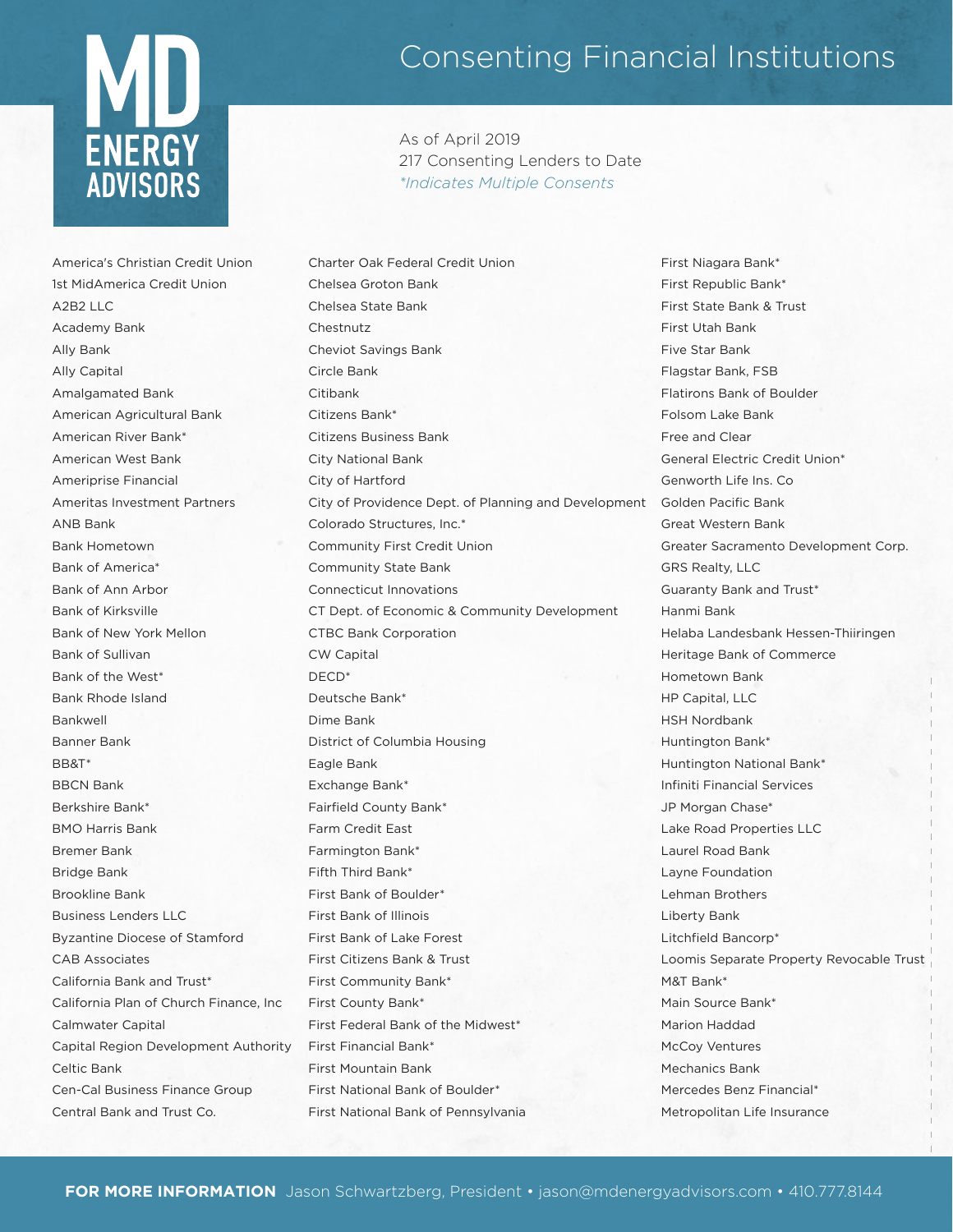MD ENERGY ADVISORS

# Consenting Financial Institutions

As of April 2019
217 Consenting Lenders to Date
*\*Indicates Multiple Consents*

America's Christian Credit Union
1st MidAmerica Credit Union
A2B2 LLC
Academy Bank
Ally Bank
Ally Capital
Amalgamated Bank
American Agricultural Bank
American River Bank*
American West Bank
Ameriprise Financial
Ameritas Investment Partners
ANB Bank
Bank Hometown
Bank of America*
Bank of Ann Arbor
Bank of Kirksville
Bank of New York Mellon
Bank of Sullivan
Bank of the West*
Bank Rhode Island
Bankwell
Banner Bank
BB&T*
BBCN Bank
Berkshire Bank*
BMO Harris Bank
Bremer Bank
Bridge Bank
Brookline Bank
Business Lenders LLC
Byzantine Diocese of Stamford
CAB Associates
California Bank and Trust*
California Plan of Church Finance, Inc
Calmwater Capital
Capital Region Development Authority
Celtic Bank
Cen-Cal Business Finance Group
Central Bank and Trust Co.
Charter Oak Federal Credit Union
Chelsea Groton Bank
Chelsea State Bank
Chestnutz
Cheviot Savings Bank
Circle Bank
Citibank
Citizens Bank*
Citizens Business Bank
City National Bank
City of Hartford
City of Providence Dept. of Planning and Development
Colorado Structures, Inc.*
Community First Credit Union
Community State Bank
Connecticut Innovations
CT Dept. of Economic & Community Development
CTBC Bank Corporation
CW Capital
DECD*
Deutsche Bank*
Dime Bank
District of Columbia Housing
Eagle Bank
Exchange Bank*
Fairfield County Bank*
Farm Credit East
Farmington Bank*
Fifth Third Bank*
First Bank of Boulder*
First Bank of Illinois
First Bank of Lake Forest
First Citizens Bank & Trust
First Community Bank*
First County Bank*
First Federal Bank of the Midwest*
First Financial Bank*
First Mountain Bank
First National Bank of Boulder*
First National Bank of Pennsylvania
First Niagara Bank*
First Republic Bank*
First State Bank & Trust
First Utah Bank
Five Star Bank
Flagstar Bank, FSB
Flatirons Bank of Boulder
Folsom Lake Bank
Free and Clear
General Electric Credit Union*
Genworth Life Ins. Co
Golden Pacific Bank
Great Western Bank
Greater Sacramento Development Corp.
GRS Realty, LLC
Guaranty Bank and Trust*
Hanmi Bank
Helaba Landesbank Hessen-Thiiringen
Heritage Bank of Commerce
Hometown Bank
HP Capital, LLC
HSH Nordbank
Huntington Bank*
Huntington National Bank*
Infiniti Financial Services
JP Morgan Chase*
Lake Road Properties LLC
Laurel Road Bank
Layne Foundation
Lehman Brothers
Liberty Bank
Litchfield Bancorp*
Loomis Separate Property Revocable Trust
M&T Bank*
Main Source Bank*
Marion Haddad
McCoy Ventures
Mechanics Bank
Mercedes Benz Financial*
Metropolitan Life Insurance

**FOR MORE INFORMATION** Jason Schwartzberg, President • jason@mdenergyadvisors.com • 410.777.8144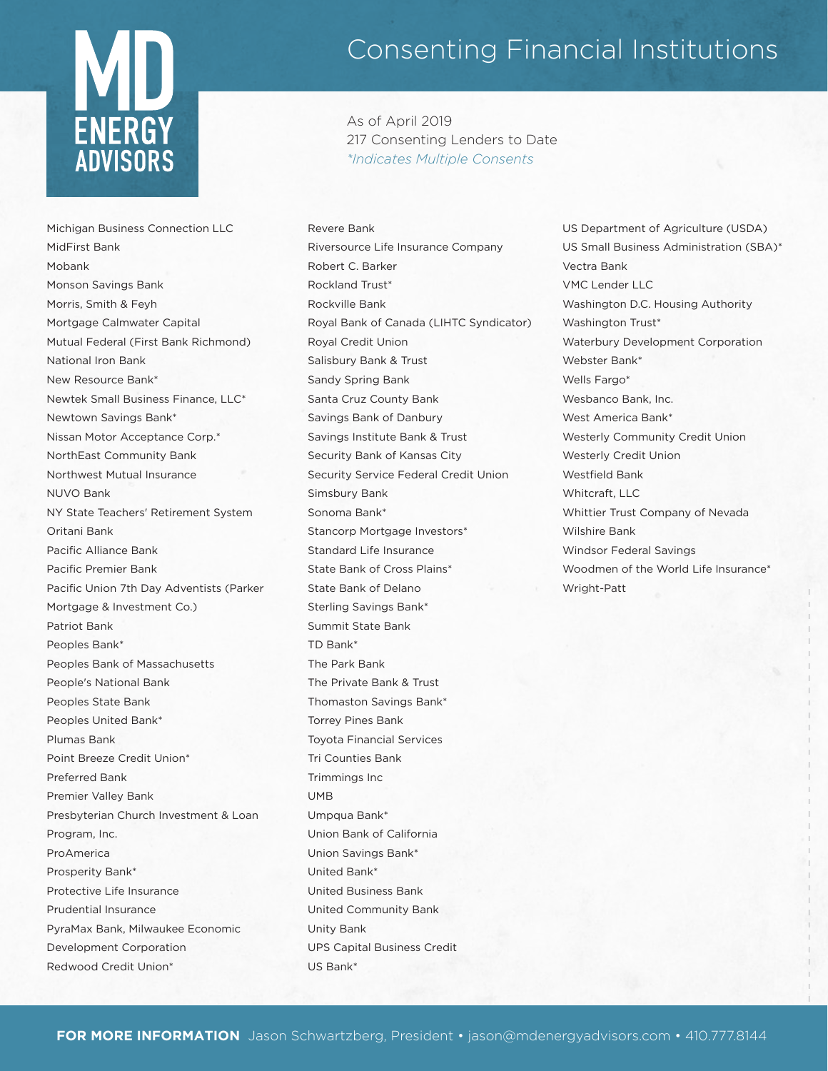# Consenting Financial Institutions

MD ENERGY ADVISORS

As of April 2019
217 Consenting Lenders to Date
*\*Indicates Multiple Consents*

Michigan Business Connection LLC
MidFirst Bank
Mobank
Monson Savings Bank
Morris, Smith & Feyh
Mortgage Calmwater Capital
Mutual Federal (First Bank Richmond)
National Iron Bank
New Resource Bank*
Newtek Small Business Finance, LLC*
Newtown Savings Bank*
Nissan Motor Acceptance Corp.*
NorthEast Community Bank
Northwest Mutual Insurance
NUVO Bank
NY State Teachers' Retirement System
Oritani Bank
Pacific Alliance Bank
Pacific Premier Bank
Pacific Union 7th Day Adventists (Parker Mortgage & Investment Co.)
Patriot Bank
Peoples Bank*
Peoples Bank of Massachusetts
People's National Bank
Peoples State Bank
Peoples United Bank*
Plumas Bank
Point Breeze Credit Union*
Preferred Bank
Premier Valley Bank
Presbyterian Church Investment & Loan Program, Inc.
ProAmerica
Prosperity Bank*
Protective Life Insurance
Prudential Insurance
PyraMax Bank, Milwaukee Economic Development Corporation
Redwood Credit Union*
Revere Bank
Riversource Life Insurance Company
Robert C. Barker
Rockland Trust*
Rockville Bank
Royal Bank of Canada (LIHTC Syndicator)
Royal Credit Union
Salisbury Bank & Trust
Sandy Spring Bank
Santa Cruz County Bank
Savings Bank of Danbury
Savings Institute Bank & Trust
Security Bank of Kansas City
Security Service Federal Credit Union
Simsbury Bank
Sonoma Bank*
Stancorp Mortgage Investors*
Standard Life Insurance
State Bank of Cross Plains*
State Bank of Delano
Sterling Savings Bank*
Summit State Bank
TD Bank*
The Park Bank
The Private Bank & Trust
Thomaston Savings Bank*
Torrey Pines Bank
Toyota Financial Services
Tri Counties Bank
Trimmings Inc
UMB
Umpqua Bank*
Union Bank of California
Union Savings Bank*
United Bank*
United Business Bank
United Community Bank
Unity Bank
UPS Capital Business Credit
US Bank*
US Department of Agriculture (USDA)
US Small Business Administration (SBA)*
Vectra Bank
VMC Lender LLC
Washington D.C. Housing Authority
Washington Trust*
Waterbury Development Corporation
Webster Bank*
Wells Fargo*
Wesbanco Bank, Inc.
West America Bank*
Westerly Community Credit Union
Westerly Credit Union
Westfield Bank
Whitcraft, LLC
Whittier Trust Company of Nevada
Wilshire Bank
Windsor Federal Savings
Woodmen of the World Life Insurance*
Wright-Patt

**FOR MORE INFORMATION** Jason Schwartzberg, President • jason@mdenergyadvisors.com • 410.777.8144